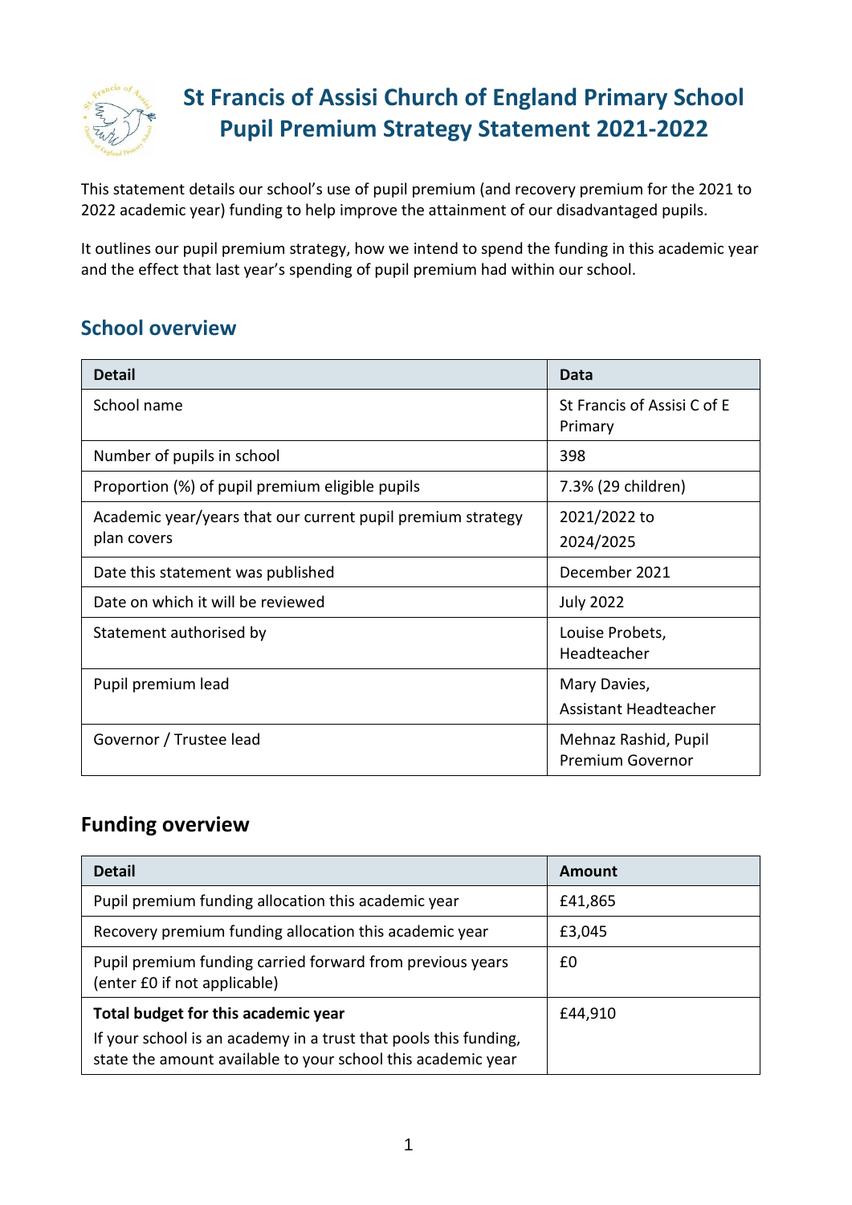# St Francis of Assisi Church of England Primary School Pupil Premium Strategy Statement 2021-2022

This statement details our school's use of pupil premium (and recovery premium for the 2021 to 2022 academic year) funding to help improve the attainment of our disadvantaged pupils.

It outlines our pupil premium strategy, how we intend to spend the funding in this academic year and the effect that last year's spending of pupil premium had within our school.

## School overview

| Detail | Data |
|---|---|
| School name | St Francis of Assisi C of E Primary |
| Number of pupils in school | 398 |
| Proportion (%) of pupil premium eligible pupils | 7.3% (29 children) |
| Academic year/years that our current pupil premium strategy plan covers | 2021/2022 to 2024/2025 |
| Date this statement was published | December 2021 |
| Date on which it will be reviewed | July 2022 |
| Statement authorised by | Louise Probets, Headteacher |
| Pupil premium lead | Mary Davies, Assistant Headteacher |
| Governor / Trustee lead | Mehnaz Rashid, Pupil Premium Governor |

## Funding overview

| Detail | Amount |
|---|---|
| Pupil premium funding allocation this academic year | £41,865 |
| Recovery premium funding allocation this academic year | £3,045 |
| Pupil premium funding carried forward from previous years (enter £0 if not applicable) | £0 |
| **Total budget for this academic year**<br>If your school is an academy in a trust that pools this funding, state the amount available to your school this academic year | £44,910 |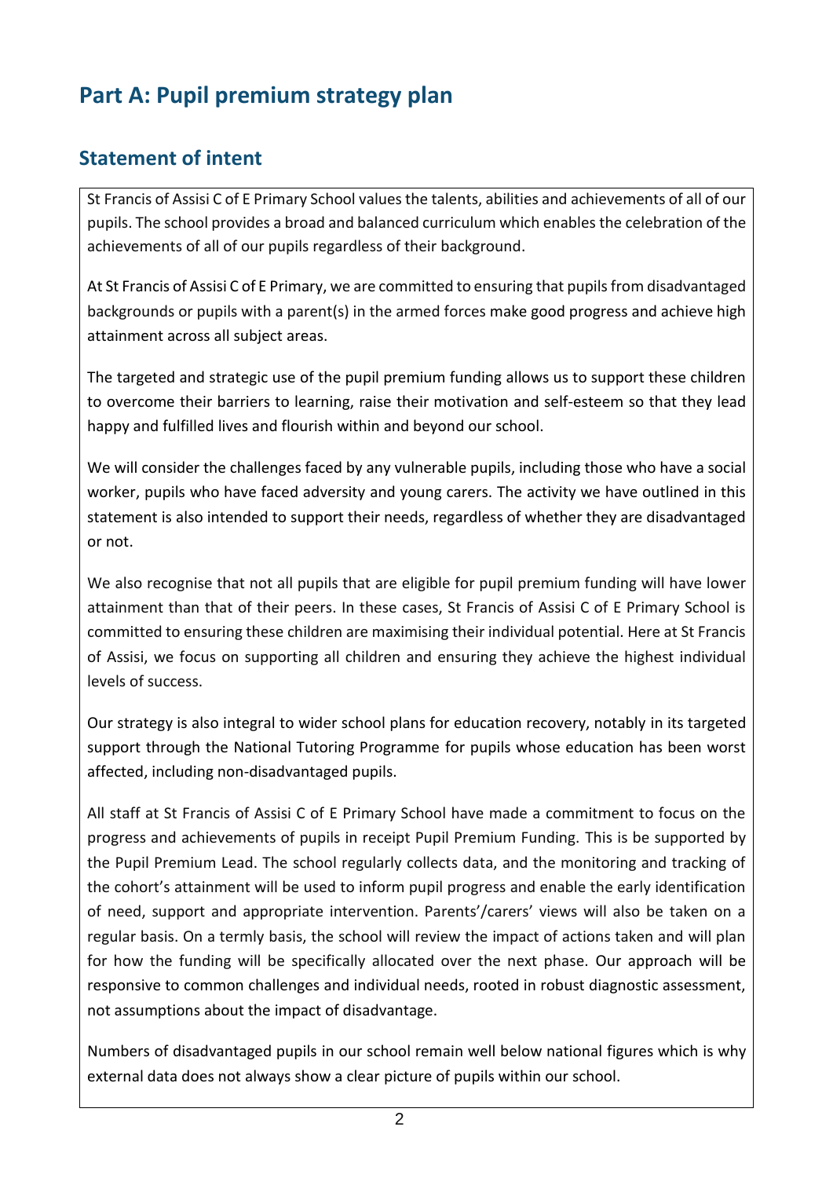# Part A: Pupil premium strategy plan

## Statement of intent

St Francis of Assisi C of E Primary School values the talents, abilities and achievements of all of our pupils. The school provides a broad and balanced curriculum which enables the celebration of the achievements of all of our pupils regardless of their background.

At St Francis of Assisi C of E Primary, we are committed to ensuring that pupils from disadvantaged backgrounds or pupils with a parent(s) in the armed forces make good progress and achieve high attainment across all subject areas.

The targeted and strategic use of the pupil premium funding allows us to support these children to overcome their barriers to learning, raise their motivation and self-esteem so that they lead happy and fulfilled lives and flourish within and beyond our school.

We will consider the challenges faced by any vulnerable pupils, including those who have a social worker, pupils who have faced adversity and young carers. The activity we have outlined in this statement is also intended to support their needs, regardless of whether they are disadvantaged or not.

We also recognise that not all pupils that are eligible for pupil premium funding will have lower attainment than that of their peers. In these cases, St Francis of Assisi C of E Primary School is committed to ensuring these children are maximising their individual potential. Here at St Francis of Assisi, we focus on supporting all children and ensuring they achieve the highest individual levels of success.

Our strategy is also integral to wider school plans for education recovery, notably in its targeted support through the National Tutoring Programme for pupils whose education has been worst affected, including non-disadvantaged pupils.

All staff at St Francis of Assisi C of E Primary School have made a commitment to focus on the progress and achievements of pupils in receipt Pupil Premium Funding. This is be supported by the Pupil Premium Lead. The school regularly collects data, and the monitoring and tracking of the cohort's attainment will be used to inform pupil progress and enable the early identification of need, support and appropriate intervention. Parents'/carers' views will also be taken on a regular basis. On a termly basis, the school will review the impact of actions taken and will plan for how the funding will be specifically allocated over the next phase. Our approach will be responsive to common challenges and individual needs, rooted in robust diagnostic assessment, not assumptions about the impact of disadvantage.

Numbers of disadvantaged pupils in our school remain well below national figures which is why external data does not always show a clear picture of pupils within our school.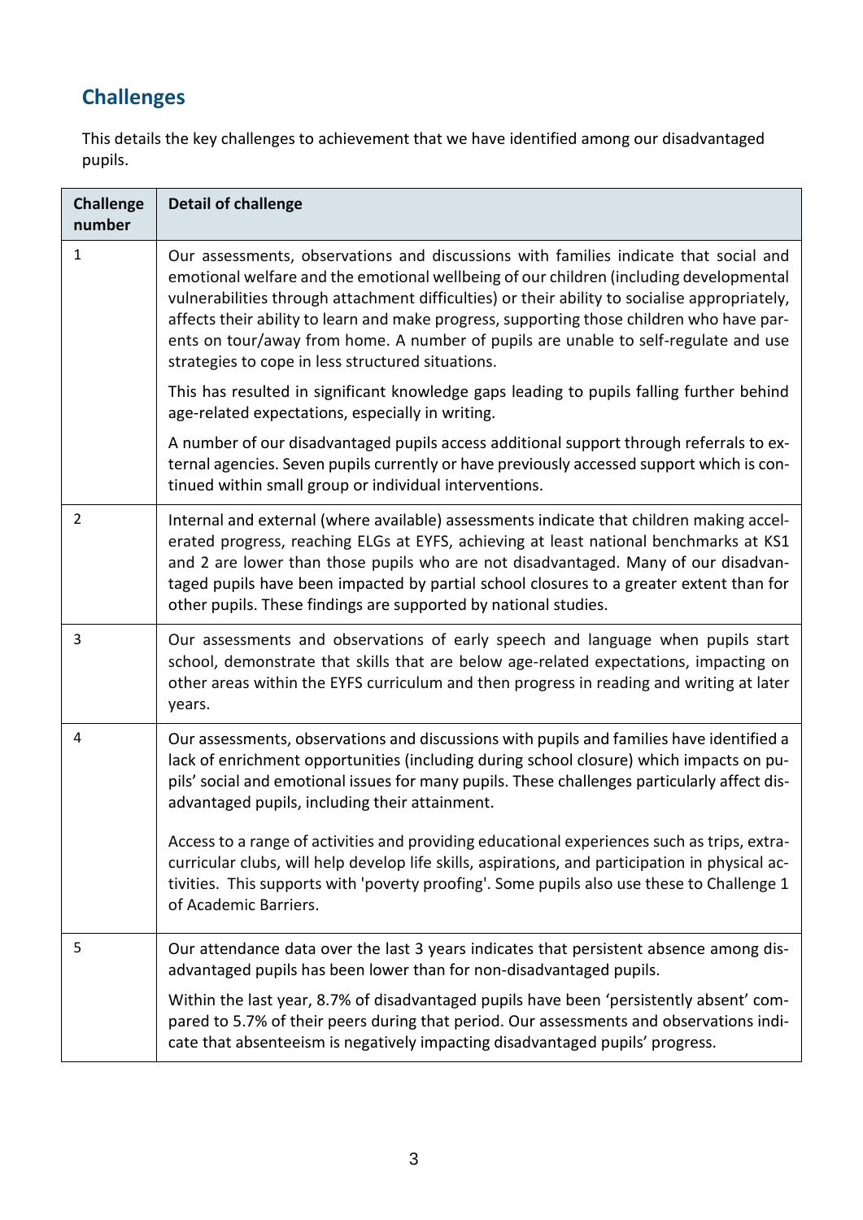## Challenges

This details the key challenges to achievement that we have identified among our disadvantaged pupils.

| Challenge number | Detail of challenge |
|---|---|
| 1 | Our assessments, observations and discussions with families indicate that social and emotional welfare and the emotional wellbeing of our children (including developmental vulnerabilities through attachment difficulties) or their ability to socialise appropriately, affects their ability to learn and make progress, supporting those children who have parents on tour/away from home. A number of pupils are unable to self-regulate and use strategies to cope in less structured situations.<br><br>This has resulted in significant knowledge gaps leading to pupils falling further behind age-related expectations, especially in writing.<br><br>A number of our disadvantaged pupils access additional support through referrals to external agencies. Seven pupils currently or have previously accessed support which is continued within small group or individual interventions. |
| 2 | Internal and external (where available) assessments indicate that children making accelerated progress, reaching ELGs at EYFS, achieving at least national benchmarks at KS1 and 2 are lower than those pupils who are not disadvantaged. Many of our disadvantaged pupils have been impacted by partial school closures to a greater extent than for other pupils. These findings are supported by national studies. |
| 3 | Our assessments and observations of early speech and language when pupils start school, demonstrate that skills that are below age-related expectations, impacting on other areas within the EYFS curriculum and then progress in reading and writing at later years. |
| 4 | Our assessments, observations and discussions with pupils and families have identified a lack of enrichment opportunities (including during school closure) which impacts on pupils' social and emotional issues for many pupils. These challenges particularly affect disadvantaged pupils, including their attainment.<br><br>Access to a range of activities and providing educational experiences such as trips, extra-curricular clubs, will help develop life skills, aspirations, and participation in physical activities. This supports with 'poverty proofing'. Some pupils also use these to Challenge 1 of Academic Barriers. |
| 5 | Our attendance data over the last 3 years indicates that persistent absence among disadvantaged pupils has been lower than for non-disadvantaged pupils.<br><br>Within the last year, 8.7% of disadvantaged pupils have been 'persistently absent' compared to 5.7% of their peers during that period. Our assessments and observations indicate that absenteeism is negatively impacting disadvantaged pupils' progress. |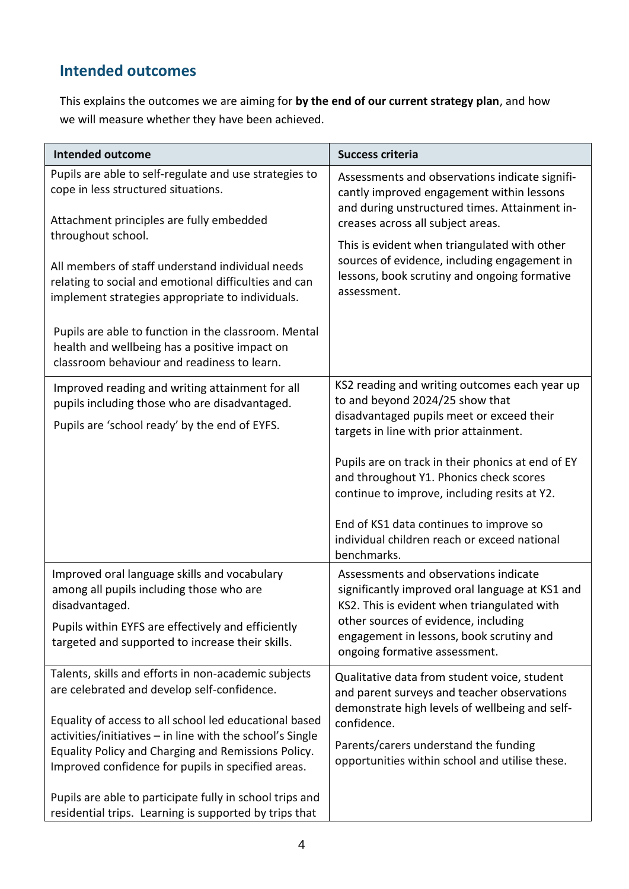## Intended outcomes

This explains the outcomes we are aiming for **by the end of our current strategy plan**, and how we will measure whether they have been achieved.

| Intended outcome | Success criteria |
|---|---|
| Pupils are able to self-regulate and use strategies to cope in less structured situations.<br><br>Attachment principles are fully embedded throughout school.<br><br>All members of staff understand individual needs relating to social and emotional difficulties and can implement strategies appropriate to individuals.<br><br>Pupils are able to function in the classroom. Mental health and wellbeing has a positive impact on classroom behaviour and readiness to learn. | Assessments and observations indicate significantly improved engagement within lessons and during unstructured times. Attainment increases across all subject areas.<br><br>This is evident when triangulated with other sources of evidence, including engagement in lessons, book scrutiny and ongoing formative assessment. |
| Improved reading and writing attainment for all pupils including those who are disadvantaged.<br><br>Pupils are 'school ready' by the end of EYFS. | KS2 reading and writing outcomes each year up to and beyond 2024/25 show that disadvantaged pupils meet or exceed their targets in line with prior attainment.<br><br>Pupils are on track in their phonics at end of EY and throughout Y1. Phonics check scores continue to improve, including resits at Y2.<br><br>End of KS1 data continues to improve so individual children reach or exceed national benchmarks. |
| Improved oral language skills and vocabulary among all pupils including those who are disadvantaged.<br><br>Pupils within EYFS are effectively and efficiently targeted and supported to increase their skills. | Assessments and observations indicate significantly improved oral language at KS1 and KS2. This is evident when triangulated with other sources of evidence, including engagement in lessons, book scrutiny and ongoing formative assessment. |
| Talents, skills and efforts in non-academic subjects are celebrated and develop self-confidence.<br><br>Equality of access to all school led educational based activities/initiatives – in line with the school's Single Equality Policy and Charging and Remissions Policy. Improved confidence for pupils in specified areas.<br><br>Pupils are able to participate fully in school trips and residential trips. Learning is supported by trips that | Qualitative data from student voice, student and parent surveys and teacher observations demonstrate high levels of wellbeing and self-confidence.<br><br>Parents/carers understand the funding opportunities within school and utilise these. |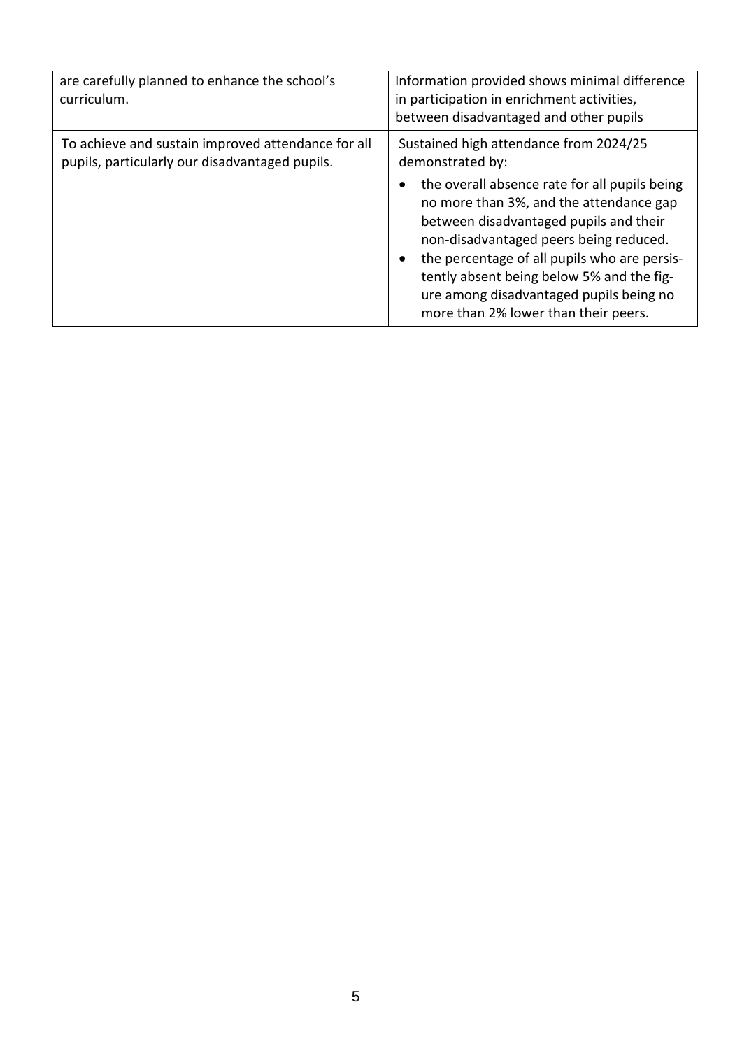| | |
|---|---|
| are carefully planned to enhance the school's curriculum. | Information provided shows minimal difference in participation in enrichment activities, between disadvantaged and other pupils |
| To achieve and sustain improved attendance for all pupils, particularly our disadvantaged pupils. | Sustained high attendance from 2024/25 demonstrated by:<br>• the overall absence rate for all pupils being no more than 3%, and the attendance gap between disadvantaged pupils and their non-disadvantaged peers being reduced.<br>• the percentage of all pupils who are persistently absent being below 5% and the figure among disadvantaged pupils being no more than 2% lower than their peers. |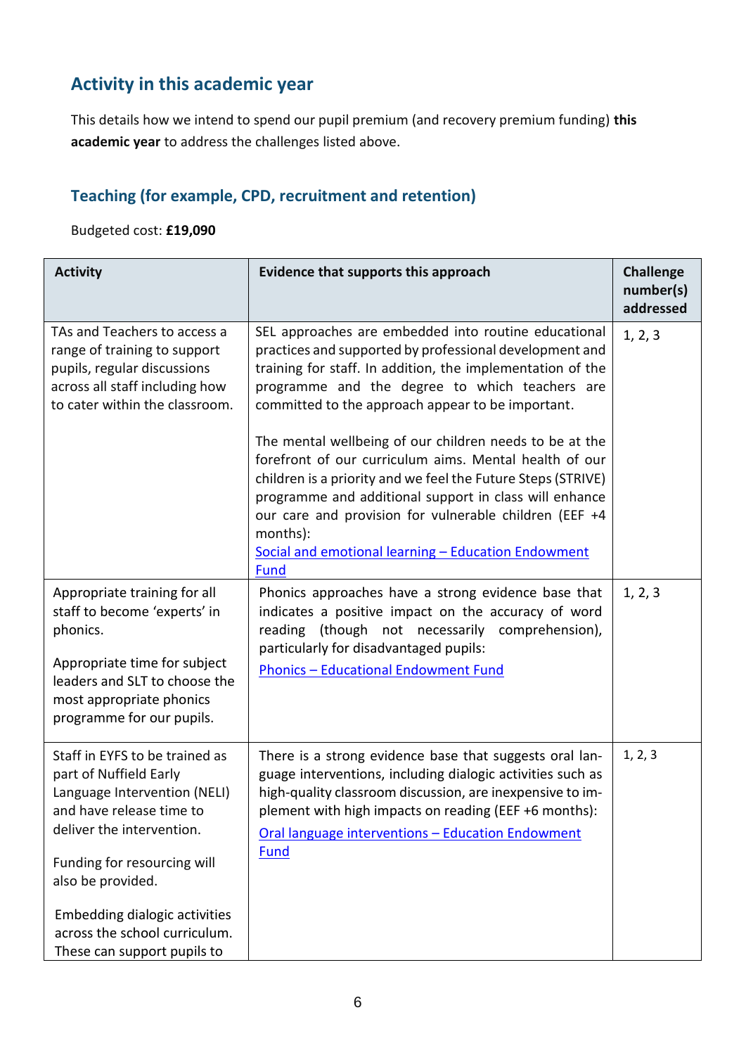## Activity in this academic year

This details how we intend to spend our pupil premium (and recovery premium funding) **this academic year** to address the challenges listed above.

### Teaching (for example, CPD, recruitment and retention)

Budgeted cost: **£19,090**

| Activity | Evidence that supports this approach | Challenge number(s) addressed |
|---|---|---|
| TAs and Teachers to access a range of training to support pupils, regular discussions across all staff including how to cater within the classroom. | SEL approaches are embedded into routine educational practices and supported by professional development and training for staff. In addition, the implementation of the programme and the degree to which teachers are committed to the approach appear to be important.<br><br>The mental wellbeing of our children needs to be at the forefront of our curriculum aims. Mental health of our children is a priority and we feel the Future Steps (STRIVE) programme and additional support in class will enhance our care and provision for vulnerable children (EEF +4 months):<br>[Social and emotional learning – Education Endowment Fund]() | 1, 2, 3 |
| Appropriate training for all staff to become 'experts' in phonics.<br><br>Appropriate time for subject leaders and SLT to choose the most appropriate phonics programme for our pupils. | Phonics approaches have a strong evidence base that indicates a positive impact on the accuracy of word reading (though not necessarily comprehension), particularly for disadvantaged pupils:<br>[Phonics – Educational Endowment Fund]() | 1, 2, 3 |
| Staff in EYFS to be trained as part of Nuffield Early Language Intervention (NELI) and have release time to deliver the intervention.<br><br>Funding for resourcing will also be provided.<br><br>Embedding dialogic activities across the school curriculum. These can support pupils to | There is a strong evidence base that suggests oral language interventions, including dialogic activities such as high-quality classroom discussion, are inexpensive to implement with high impacts on reading (EEF +6 months):<br>[Oral language interventions – Education Endowment Fund]() | 1, 2, 3 |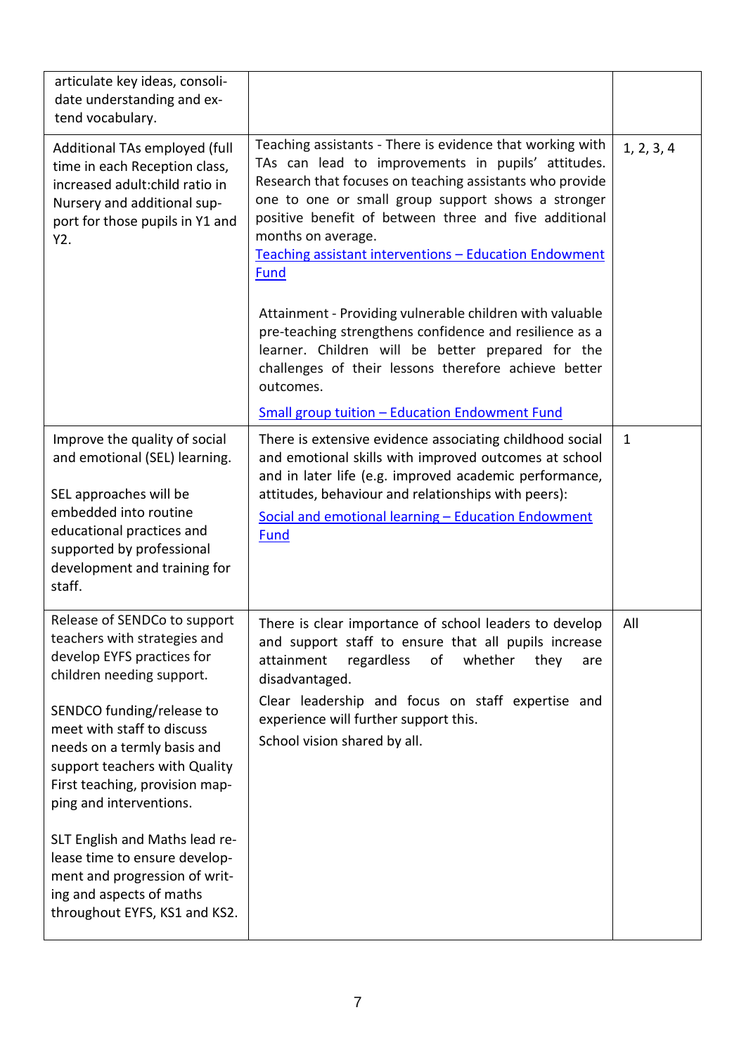| | | |
|---|---|---|
| articulate key ideas, consolidate understanding and extend vocabulary. | | |
| Additional TAs employed (full time in each Reception class, increased adult:child ratio in Nursery and additional support for those pupils in Y1 and Y2. | Teaching assistants - There is evidence that working with TAs can lead to improvements in pupils' attitudes. Research that focuses on teaching assistants who provide one to one or small group support shows a stronger positive benefit of between three and five additional months on average.<br>[Teaching assistant interventions – Education Endowment Fund]()<br><br>Attainment - Providing vulnerable children with valuable pre-teaching strengthens confidence and resilience as a learner. Children will be better prepared for the challenges of their lessons therefore achieve better outcomes.<br>[Small group tuition – Education Endowment Fund]() | 1, 2, 3, 4 |
| Improve the quality of social and emotional (SEL) learning.<br><br>SEL approaches will be embedded into routine educational practices and supported by professional development and training for staff. | There is extensive evidence associating childhood social and emotional skills with improved outcomes at school and in later life (e.g. improved academic performance, attitudes, behaviour and relationships with peers):<br>[Social and emotional learning – Education Endowment Fund]() | 1 |
| Release of SENDCo to support teachers with strategies and develop EYFS practices for children needing support.<br><br>SENDCO funding/release to meet with staff to discuss needs on a termly basis and support teachers with Quality First teaching, provision mapping and interventions.<br><br>SLT English and Maths lead release time to ensure development and progression of writing and aspects of maths throughout EYFS, KS1 and KS2. | There is clear importance of school leaders to develop and support staff to ensure that all pupils increase attainment regardless of whether they are disadvantaged.<br>Clear leadership and focus on staff expertise and experience will further support this.<br>School vision shared by all. | All |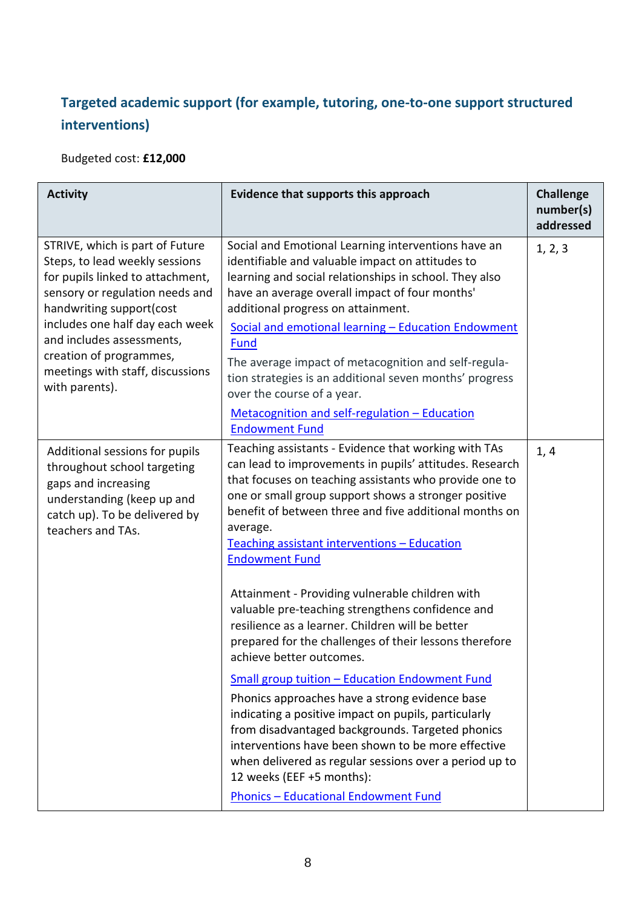### Targeted academic support (for example, tutoring, one-to-one support structured interventions)

Budgeted cost: **£12,000**

| Activity | Evidence that supports this approach | Challenge number(s) addressed |
|---|---|---|
| STRIVE, which is part of Future Steps, to lead weekly sessions for pupils linked to attachment, sensory or regulation needs and handwriting support(cost includes one half day each week and includes assessments, creation of programmes, meetings with staff, discussions with parents). | Social and Emotional Learning interventions have an identifiable and valuable impact on attitudes to learning and social relationships in school. They also have an average overall impact of four months' additional progress on attainment.<br>[Social and emotional learning – Education Endowment Fund]<br>The average impact of metacognition and self-regulation strategies is an additional seven months' progress over the course of a year.<br>[Metacognition and self-regulation – Education Endowment Fund] | 1, 2, 3 |
| Additional sessions for pupils throughout school targeting gaps and increasing understanding (keep up and catch up). To be delivered by teachers and TAs. | Teaching assistants - Evidence that working with TAs can lead to improvements in pupils' attitudes. Research that focuses on teaching assistants who provide one to one or small group support shows a stronger positive benefit of between three and five additional months on average.<br>[Teaching assistant interventions – Education Endowment Fund]<br><br>Attainment - Providing vulnerable children with valuable pre-teaching strengthens confidence and resilience as a learner. Children will be better prepared for the challenges of their lessons therefore achieve better outcomes.<br>[Small group tuition – Education Endowment Fund]<br>Phonics approaches have a strong evidence base indicating a positive impact on pupils, particularly from disadvantaged backgrounds. Targeted phonics interventions have been shown to be more effective when delivered as regular sessions over a period up to 12 weeks (EEF +5 months):<br>[Phonics – Educational Endowment Fund] | 1, 4 |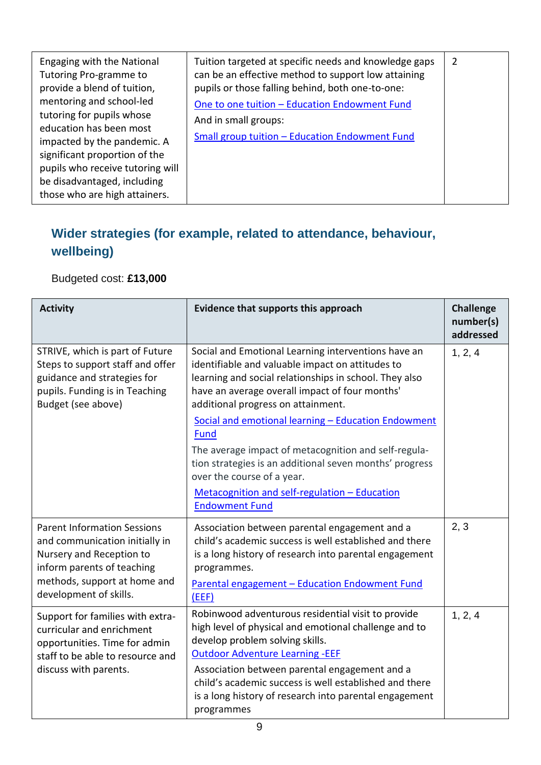| | | |
|---|---|---|
| Engaging with the National Tutoring Pro-gramme to provide a blend of tuition, mentoring and school-led tutoring for pupils whose education has been most impacted by the pandemic. A significant proportion of the pupils who receive tutoring will be disadvantaged, including those who are high attainers. | Tuition targeted at specific needs and knowledge gaps can be an effective method to support low attaining pupils or those falling behind, both one-to-one: [One to one tuition – Education Endowment Fund] And in small groups: [Small group tuition – Education Endowment Fund] | 2 |

## Wider strategies (for example, related to attendance, behaviour, wellbeing)

Budgeted cost: **£13,000**

| Activity | Evidence that supports this approach | Challenge number(s) addressed |
|---|---|---|
| STRIVE, which is part of Future Steps to support staff and offer guidance and strategies for pupils. Funding is in Teaching Budget (see above) | Social and Emotional Learning interventions have an identifiable and valuable impact on attitudes to learning and social relationships in school. They also have an average overall impact of four months' additional progress on attainment. [Social and emotional learning – Education Endowment Fund] The average impact of metacognition and self-regula-tion strategies is an additional seven months' progress over the course of a year. [Metacognition and self-regulation – Education Endowment Fund] | 1, 2, 4 |
| Parent Information Sessions and communication initially in Nursery and Reception to inform parents of teaching methods, support at home and development of skills. | Association between parental engagement and a child's academic success is well established and there is a long history of research into parental engagement programmes. [Parental engagement – Education Endowment Fund (EEF)] | 2, 3 |
| Support for families with extra-curricular and enrichment opportunities. Time for admin staff to be able to resource and discuss with parents. | Robinwood adventurous residential visit to provide high level of physical and emotional challenge and to develop problem solving skills. [Outdoor Adventure Learning -EEF] Association between parental engagement and a child's academic success is well established and there is a long history of research into parental engagement programmes | 1, 2, 4 |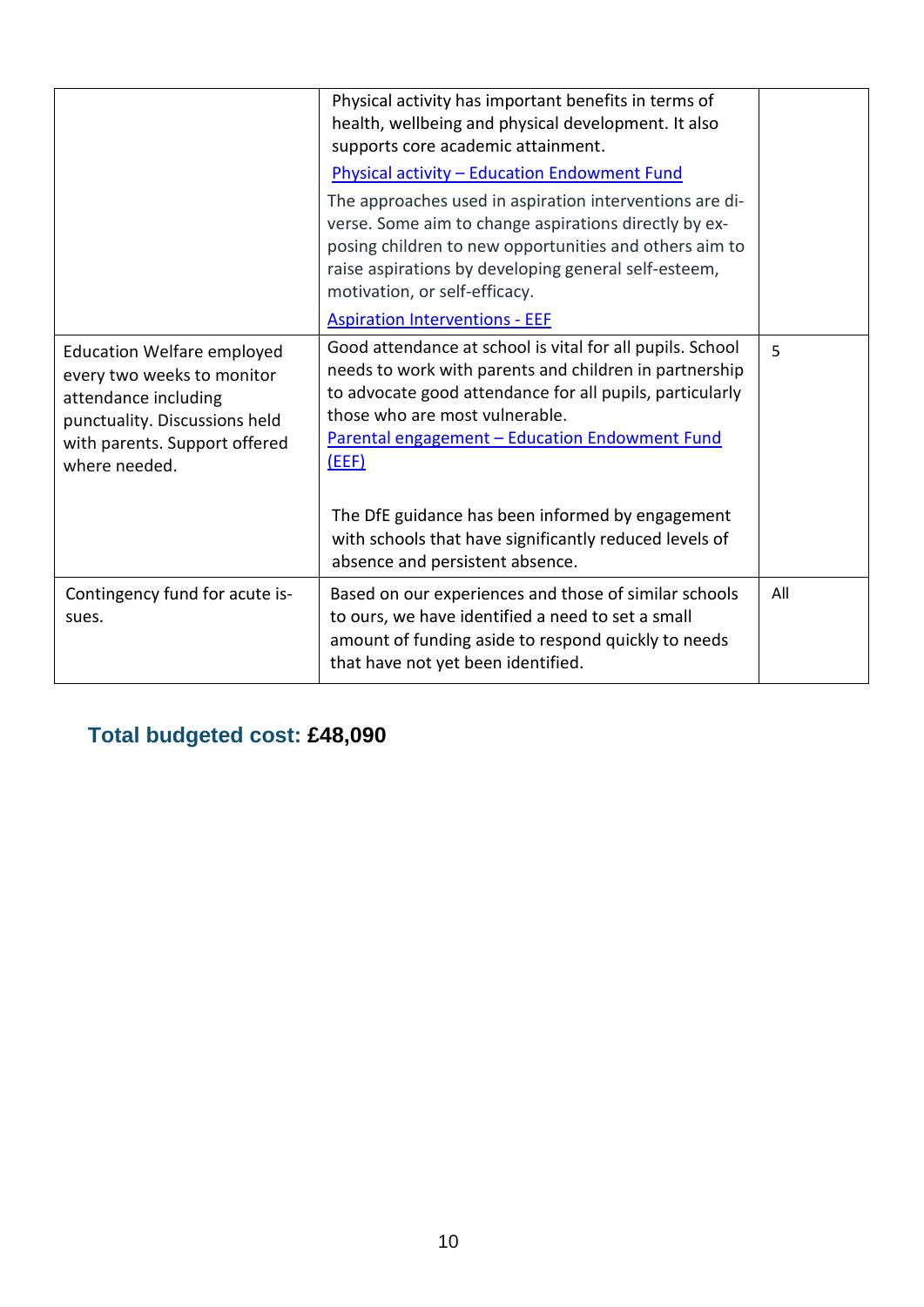| | | |
|---|---|---|
| | Physical activity has important benefits in terms of health, wellbeing and physical development. It also supports core academic attainment.<br>[Physical activity – Education Endowment Fund](#)<br>The approaches used in aspiration interventions are diverse. Some aim to change aspirations directly by exposing children to new opportunities and others aim to raise aspirations by developing general self-esteem, motivation, or self-efficacy.<br>[Aspiration Interventions - EEF](#) | |
| Education Welfare employed every two weeks to monitor attendance including punctuality. Discussions held with parents. Support offered where needed. | Good attendance at school is vital for all pupils. School needs to work with parents and children in partnership to advocate good attendance for all pupils, particularly those who are most vulnerable.<br>[Parental engagement – Education Endowment Fund (EEF)](#)<br><br>The DfE guidance has been informed by engagement with schools that have significantly reduced levels of absence and persistent absence. | 5 |
| Contingency fund for acute issues. | Based on our experiences and those of similar schools to ours, we have identified a need to set a small amount of funding aside to respond quickly to needs that have not yet been identified. | All |

## Total budgeted cost: **£48,090**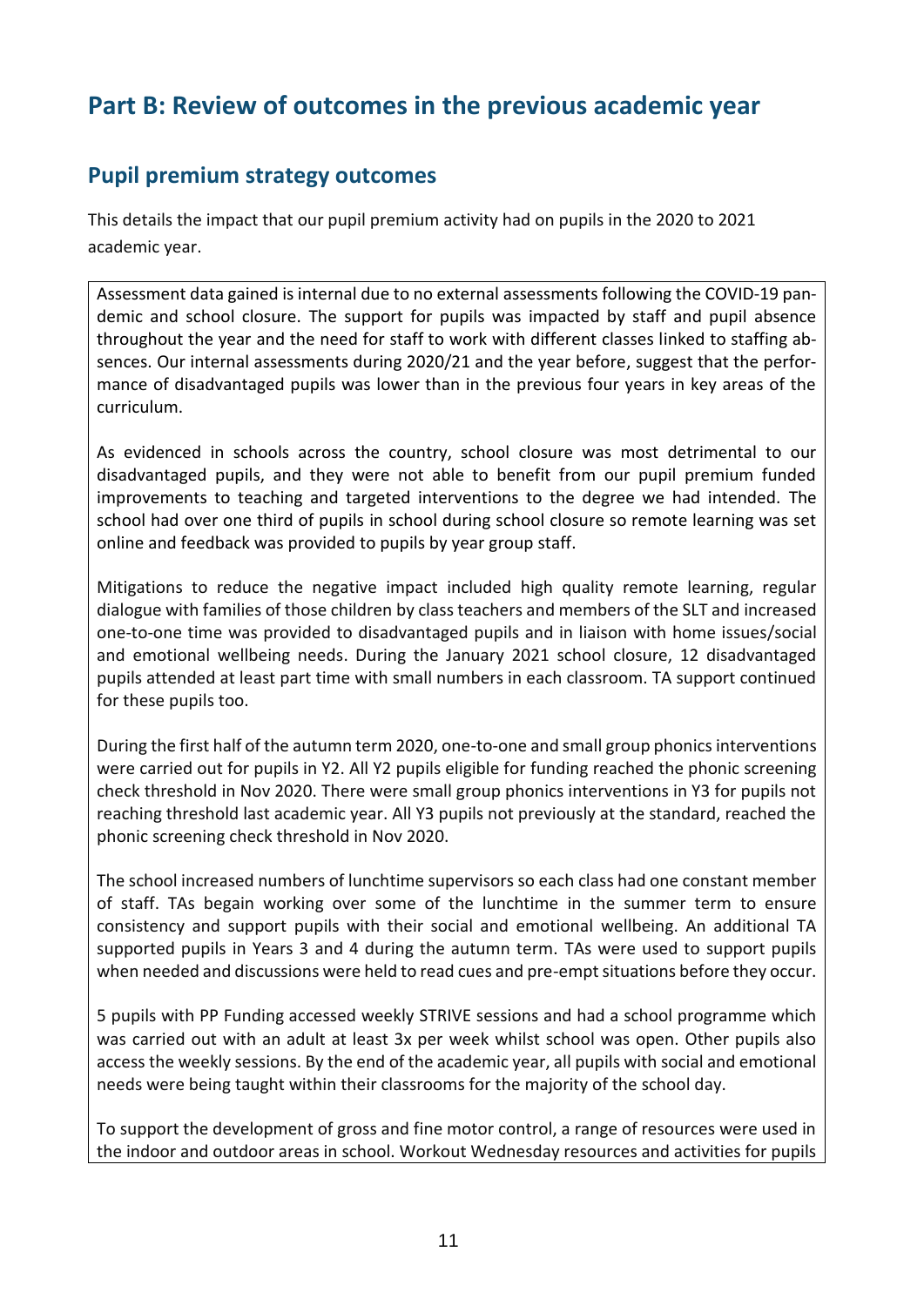# Part B: Review of outcomes in the previous academic year

## Pupil premium strategy outcomes

This details the impact that our pupil premium activity had on pupils in the 2020 to 2021 academic year.

Assessment data gained is internal due to no external assessments following the COVID-19 pandemic and school closure. The support for pupils was impacted by staff and pupil absence throughout the year and the need for staff to work with different classes linked to staffing absences. Our internal assessments during 2020/21 and the year before, suggest that the performance of disadvantaged pupils was lower than in the previous four years in key areas of the curriculum.

As evidenced in schools across the country, school closure was most detrimental to our disadvantaged pupils, and they were not able to benefit from our pupil premium funded improvements to teaching and targeted interventions to the degree we had intended. The school had over one third of pupils in school during school closure so remote learning was set online and feedback was provided to pupils by year group staff.

Mitigations to reduce the negative impact included high quality remote learning, regular dialogue with families of those children by class teachers and members of the SLT and increased one-to-one time was provided to disadvantaged pupils and in liaison with home issues/social and emotional wellbeing needs. During the January 2021 school closure, 12 disadvantaged pupils attended at least part time with small numbers in each classroom. TA support continued for these pupils too.

During the first half of the autumn term 2020, one-to-one and small group phonics interventions were carried out for pupils in Y2. All Y2 pupils eligible for funding reached the phonic screening check threshold in Nov 2020. There were small group phonics interventions in Y3 for pupils not reaching threshold last academic year. All Y3 pupils not previously at the standard, reached the phonic screening check threshold in Nov 2020.

The school increased numbers of lunchtime supervisors so each class had one constant member of staff. TAs begain working over some of the lunchtime in the summer term to ensure consistency and support pupils with their social and emotional wellbeing. An additional TA supported pupils in Years 3 and 4 during the autumn term. TAs were used to support pupils when needed and discussions were held to read cues and pre-empt situations before they occur.

5 pupils with PP Funding accessed weekly STRIVE sessions and had a school programme which was carried out with an adult at least 3x per week whilst school was open. Other pupils also access the weekly sessions. By the end of the academic year, all pupils with social and emotional needs were being taught within their classrooms for the majority of the school day.

To support the development of gross and fine motor control, a range of resources were used in the indoor and outdoor areas in school. Workout Wednesday resources and activities for pupils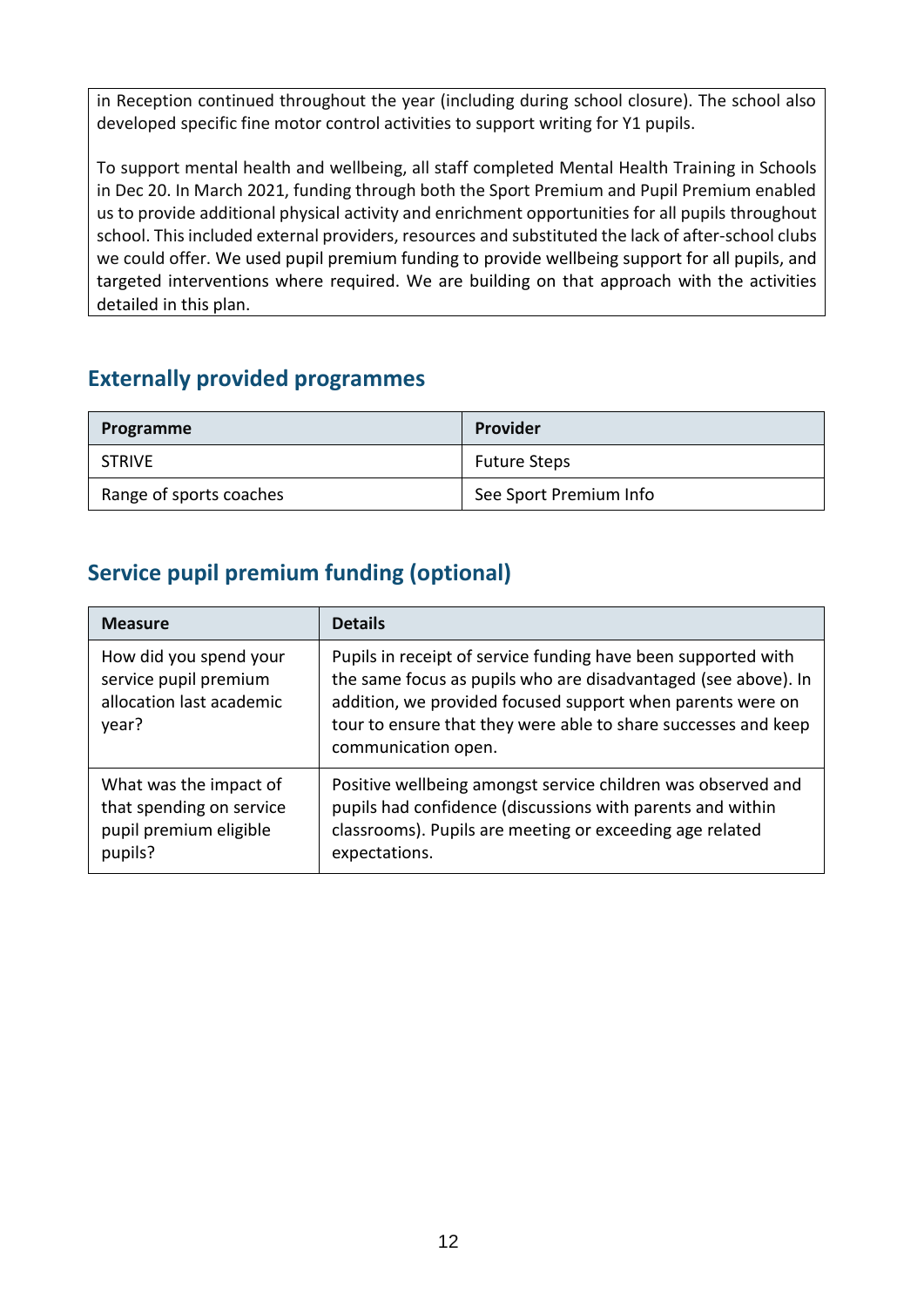| in Reception continued throughout the year (including during school closure). The school also developed specific fine motor control activities to support writing for Y1 pupils.<br><br>To support mental health and wellbeing, all staff completed Mental Health Training in Schools in Dec 20. In March 2021, funding through both the Sport Premium and Pupil Premium enabled us to provide additional physical activity and enrichment opportunities for all pupils throughout school. This included external providers, resources and substituted the lack of after-school clubs we could offer. We used pupil premium funding to provide wellbeing support for all pupils, and targeted interventions where required. We are building on that approach with the activities detailed in this plan. |
|---|

## Externally provided programmes

| Programme | Provider |
|---|---|
| STRIVE | Future Steps |
| Range of sports coaches | See Sport Premium Info |

## Service pupil premium funding (optional)

| Measure | Details |
|---|---|
| How did you spend your service pupil premium allocation last academic year? | Pupils in receipt of service funding have been supported with the same focus as pupils who are disadvantaged (see above). In addition, we provided focused support when parents were on tour to ensure that they were able to share successes and keep communication open. |
| What was the impact of that spending on service pupil premium eligible pupils? | Positive wellbeing amongst service children was observed and pupils had confidence (discussions with parents and within classrooms). Pupils are meeting or exceeding age related expectations. |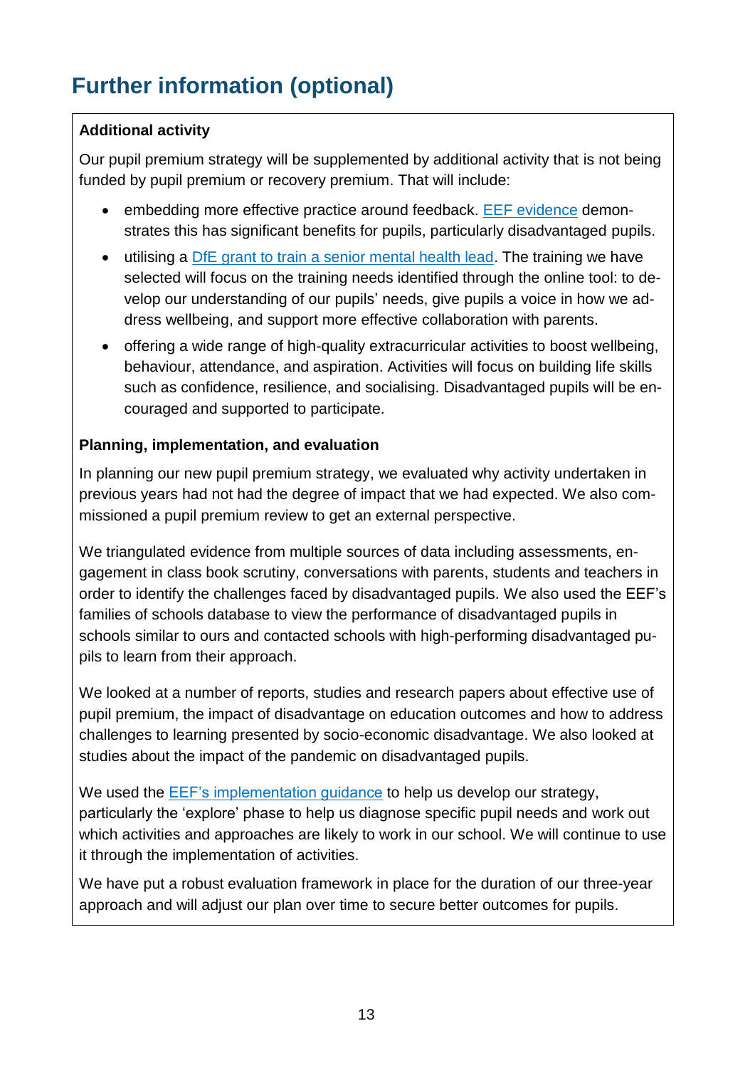## Further information (optional)

**Additional activity**

Our pupil premium strategy will be supplemented by additional activity that is not being funded by pupil premium or recovery premium. That will include:

- embedding more effective practice around feedback. EEF evidence demonstrates this has significant benefits for pupils, particularly disadvantaged pupils.
- utilising a DfE grant to train a senior mental health lead. The training we have selected will focus on the training needs identified through the online tool: to develop our understanding of our pupils' needs, give pupils a voice in how we address wellbeing, and support more effective collaboration with parents.
- offering a wide range of high-quality extracurricular activities to boost wellbeing, behaviour, attendance, and aspiration. Activities will focus on building life skills such as confidence, resilience, and socialising. Disadvantaged pupils will be encouraged and supported to participate.

**Planning, implementation, and evaluation**

In planning our new pupil premium strategy, we evaluated why activity undertaken in previous years had not had the degree of impact that we had expected. We also commissioned a pupil premium review to get an external perspective.

We triangulated evidence from multiple sources of data including assessments, engagement in class book scrutiny, conversations with parents, students and teachers in order to identify the challenges faced by disadvantaged pupils. We also used the EEF's families of schools database to view the performance of disadvantaged pupils in schools similar to ours and contacted schools with high-performing disadvantaged pupils to learn from their approach.

We looked at a number of reports, studies and research papers about effective use of pupil premium, the impact of disadvantage on education outcomes and how to address challenges to learning presented by socio-economic disadvantage. We also looked at studies about the impact of the pandemic on disadvantaged pupils.

We used the EEF's implementation guidance to help us develop our strategy, particularly the 'explore' phase to help us diagnose specific pupil needs and work out which activities and approaches are likely to work in our school. We will continue to use it through the implementation of activities.

We have put a robust evaluation framework in place for the duration of our three-year approach and will adjust our plan over time to secure better outcomes for pupils.